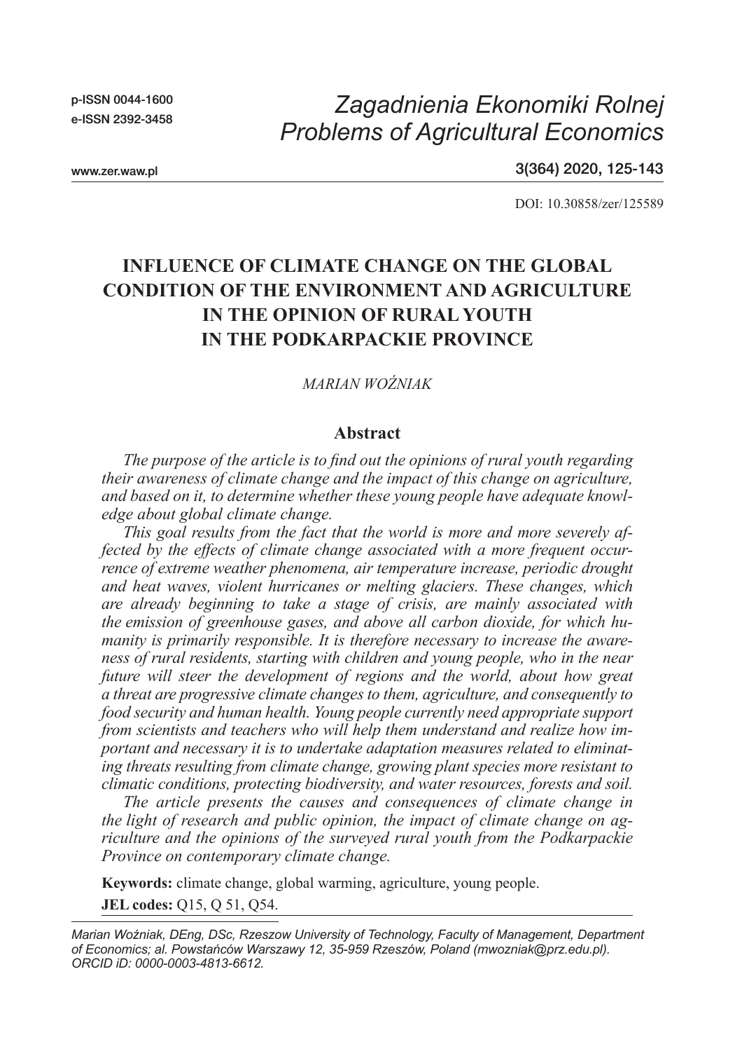# INFLUENCE OF CLIMATE CHANGE ON THE GLOBAL CONDITION OF THE ENVIRONMENT AND AGRICULTURE IN THE OPINION OF RURAL YOUTH IN THE PODKARPACKIE PROVINCE

*MARIAN WOŹNIAK*

## Abstract

*The purpose of the article is to find out the opinions of rural youth regarding their awareness of climate change and the impact of this change on agriculture, and based on it, to determine whether these young people have adequate knowledge about global climate change.*

*This goal results from the fact that the world is more and more severely affected by the effects of climate change associated with a more frequent occurrence of extreme weather phenomena, air temperature increase, periodic drought and heat waves, violent hurricanes or melting glaciers. These changes, which are already beginning to take a stage of crisis, are mainly associated with the emission of greenhouse gases, and above all carbon dioxide, for which humanity is primarily responsible. It is therefore necessary to increase the awareness of rural residents, starting with children and young people, who in the near future will steer the development of regions and the world, about how great a threat are progressive climate changes to them, agriculture, and consequently to food security and human health. Young people currently need appropriate support from scientists and teachers who will help them understand and realize how important and necessary it is to undertake adaptation measures related to eliminating threats resulting from climate change, growing plant species more resistant to climatic conditions, protecting biodiversity, and water resources, forests and soil.*

*The article presents the causes and consequences of climate change in the light of research and public opinion, the impact of climate change on agriculture and the opinions of the surveyed rural youth from the Podkarpackie Province on contemporary climate change.*

**Keywords:** climate change, global warming, agriculture, young people.

**JEL codes:** Q15, Q 51, Q54.

*Marian Woźniak, DEng, DSc, Rzeszow University of Technology, Faculty of Management, Department of Economics; al. Powstańców Warszawy 12, 35-959 Rzeszów, Poland (mwozniak@prz.edu.pl). ORCID iD: 0000-0003-4813-6612.*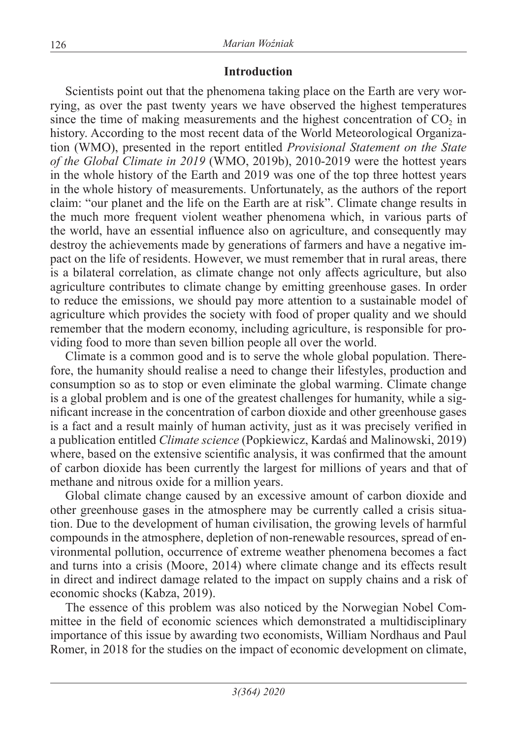## Introduction

Scientists point out that the phenomena taking place on the Earth are very worrying, as over the past twenty years we have observed the highest temperatures since the time of making measurements and the highest concentration of $CO_2$ in history. According to the most recent data of the World Meteorological Organization (WMO), presented in the report entitled *Provisional Statement on the State of the Global Climate in 2019* (WMO, 2019b), 2010-2019 were the hottest years in the whole history of the Earth and 2019 was one of the top three hottest years in the whole history of measurements. Unfortunately, as the authors of the report claim: "our planet and the life on the Earth are at risk". Climate change results in the much more frequent violent weather phenomena which, in various parts of the world, have an essential influence also on agriculture, and consequently may destroy the achievements made by generations of farmers and have a negative impact on the life of residents. However, we must remember that in rural areas, there is a bilateral correlation, as climate change not only affects agriculture, but also agriculture contributes to climate change by emitting greenhouse gases. In order to reduce the emissions, we should pay more attention to a sustainable model of agriculture which provides the society with food of proper quality and we should remember that the modern economy, including agriculture, is responsible for providing food to more than seven billion people all over the world.

Climate is a common good and is to serve the whole global population. Therefore, the humanity should realise a need to change their lifestyles, production and consumption so as to stop or even eliminate the global warming. Climate change is a global problem and is one of the greatest challenges for humanity, while a significant increase in the concentration of carbon dioxide and other greenhouse gases is a fact and a result mainly of human activity, just as it was precisely verified in a publication entitled *Climate science* (Popkiewicz, Kardaś and Malinowski, 2019) where, based on the extensive scientific analysis, it was confirmed that the amount of carbon dioxide has been currently the largest for millions of years and that of methane and nitrous oxide for a million years.

Global climate change caused by an excessive amount of carbon dioxide and other greenhouse gases in the atmosphere may be currently called a crisis situation. Due to the development of human civilisation, the growing levels of harmful compounds in the atmosphere, depletion of non-renewable resources, spread of environmental pollution, occurrence of extreme weather phenomena becomes a fact and turns into a crisis (Moore, 2014) where climate change and its effects result in direct and indirect damage related to the impact on supply chains and a risk of economic shocks (Kabza, 2019).

The essence of this problem was also noticed by the Norwegian Nobel Committee in the field of economic sciences which demonstrated a multidisciplinary importance of this issue by awarding two economists, William Nordhaus and Paul Romer, in 2018 for the studies on the impact of economic development on climate,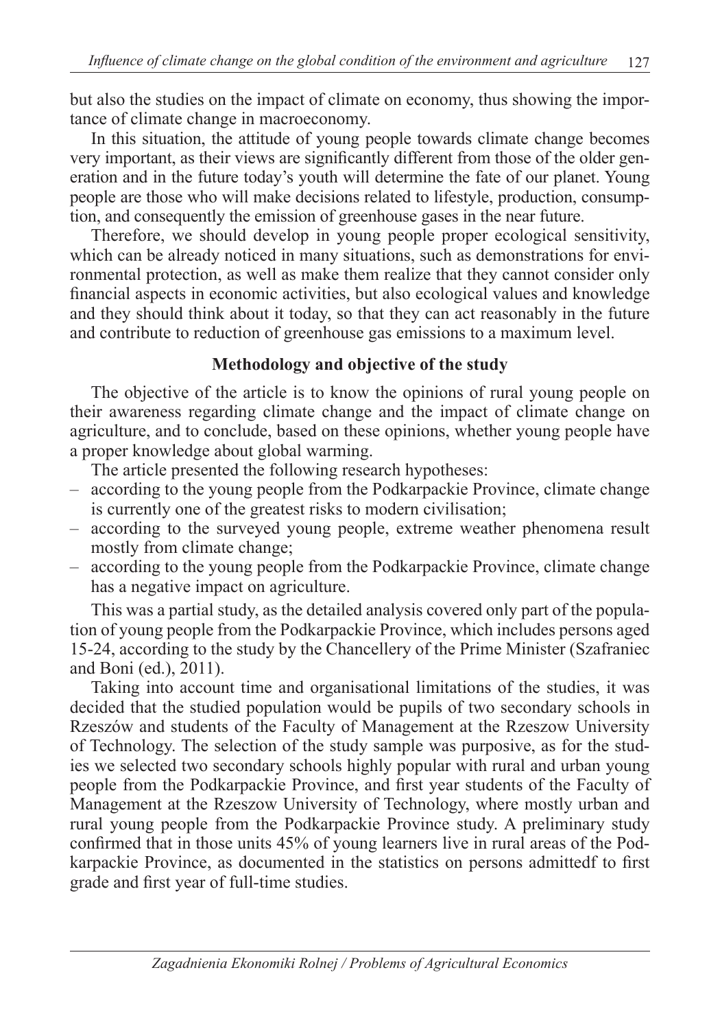but also the studies on the impact of climate on economy, thus showing the importance of climate change in macroeconomy.

In this situation, the attitude of young people towards climate change becomes very important, as their views are significantly different from those of the older generation and in the future today's youth will determine the fate of our planet. Young people are those who will make decisions related to lifestyle, production, consumption, and consequently the emission of greenhouse gases in the near future.

Therefore, we should develop in young people proper ecological sensitivity, which can be already noticed in many situations, such as demonstrations for environmental protection, as well as make them realize that they cannot consider only financial aspects in economic activities, but also ecological values and knowledge and they should think about it today, so that they can act reasonably in the future and contribute to reduction of greenhouse gas emissions to a maximum level.

## Methodology and objective of the study

The objective of the article is to know the opinions of rural young people on their awareness regarding climate change and the impact of climate change on agriculture, and to conclude, based on these opinions, whether young people have a proper knowledge about global warming.

The article presented the following research hypotheses:

- according to the young people from the Podkarpackie Province, climate change is currently one of the greatest risks to modern civilisation;
- according to the surveyed young people, extreme weather phenomena result mostly from climate change;
- according to the young people from the Podkarpackie Province, climate change has a negative impact on agriculture.

This was a partial study, as the detailed analysis covered only part of the population of young people from the Podkarpackie Province, which includes persons aged 15-24, according to the study by the Chancellery of the Prime Minister (Szafraniec and Boni (ed.), 2011).

Taking into account time and organisational limitations of the studies, it was decided that the studied population would be pupils of two secondary schools in Rzeszów and students of the Faculty of Management at the Rzeszow University of Technology. The selection of the study sample was purposive, as for the studies we selected two secondary schools highly popular with rural and urban young people from the Podkarpackie Province, and first year students of the Faculty of Management at the Rzeszow University of Technology, where mostly urban and rural young people from the Podkarpackie Province study. A preliminary study confirmed that in those units 45% of young learners live in rural areas of the Podkarpackie Province, as documented in the statistics on persons admittedf to first grade and first year of full-time studies.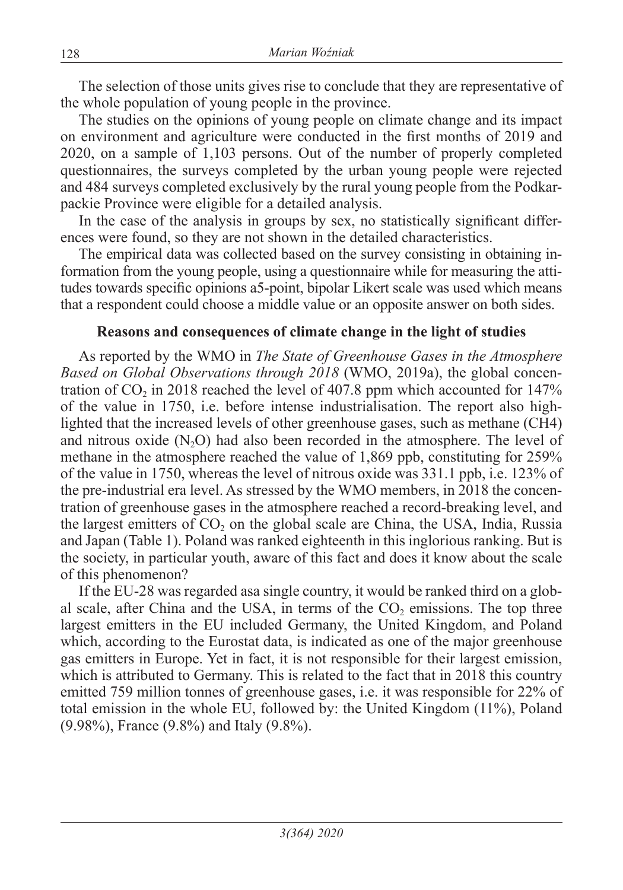The selection of those units gives rise to conclude that they are representative of the whole population of young people in the province.

The studies on the opinions of young people on climate change and its impact on environment and agriculture were conducted in the first months of 2019 and 2020, on a sample of 1,103 persons. Out of the number of properly completed questionnaires, the surveys completed by the urban young people were rejected and 484 surveys completed exclusively by the rural young people from the Podkarpackie Province were eligible for a detailed analysis.

In the case of the analysis in groups by sex, no statistically significant differences were found, so they are not shown in the detailed characteristics.

The empirical data was collected based on the survey consisting in obtaining information from the young people, using a questionnaire while for measuring the attitudes towards specific opinions a5-point, bipolar Likert scale was used which means that a respondent could choose a middle value or an opposite answer on both sides.

### Reasons and consequences of climate change in the light of studies

As reported by the WMO in *The State of Greenhouse Gases in the Atmosphere Based on Global Observations through 2018* (WMO, 2019a), the global concentration of $CO_2$ in 2018 reached the level of 407.8 ppm which accounted for 147% of the value in 1750, i.e. before intense industrialisation. The report also highlighted that the increased levels of other greenhouse gases, such as methane (CH4) and nitrous oxide ($N_2O$) had also been recorded in the atmosphere. The level of methane in the atmosphere reached the value of 1,869 ppb, constituting for 259% of the value in 1750, whereas the level of nitrous oxide was 331.1 ppb, i.e. 123% of the pre-industrial era level. As stressed by the WMO members, in 2018 the concentration of greenhouse gases in the atmosphere reached a record-breaking level, and the largest emitters of $CO_2$ on the global scale are China, the USA, India, Russia and Japan (Table 1). Poland was ranked eighteenth in this inglorious ranking. But is the society, in particular youth, aware of this fact and does it know about the scale of this phenomenon?

If the EU-28 was regarded asa single country, it would be ranked third on a global scale, after China and the USA, in terms of the $CO_2$ emissions. The top three largest emitters in the EU included Germany, the United Kingdom, and Poland which, according to the Eurostat data, is indicated as one of the major greenhouse gas emitters in Europe. Yet in fact, it is not responsible for their largest emission, which is attributed to Germany. This is related to the fact that in 2018 this country emitted 759 million tonnes of greenhouse gases, i.e. it was responsible for 22% of total emission in the whole EU, followed by: the United Kingdom (11%), Poland (9.98%), France (9.8%) and Italy (9.8%).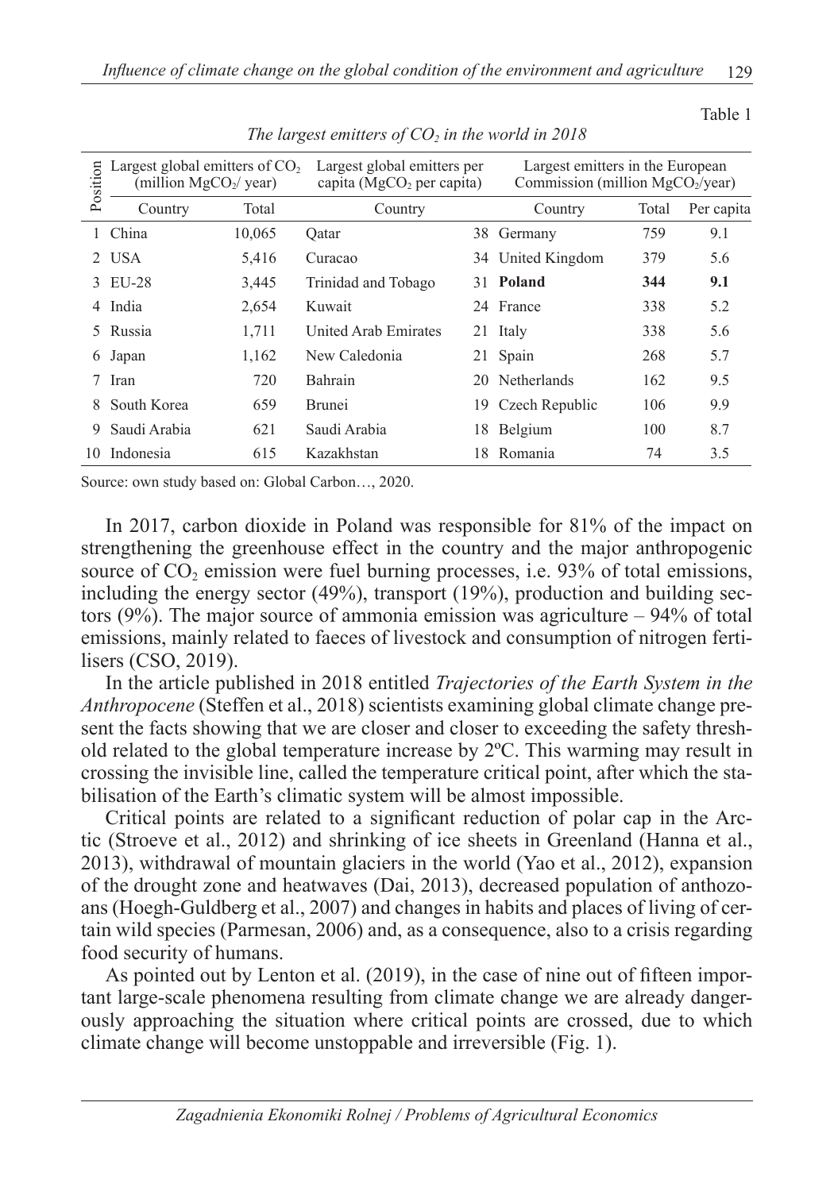Table 1

*The largest emitters of $CO_2$ in the world in 2018*

| Position | Largest global emitters of $CO_2$ (million $MgCO_2$/ year) | | Largest global emitters per capita ($MgCO_2$ per capita) | | Largest emitters in the European Commission (million $MgCO_2$/year) | | |
|---|---|---|---|---|---|---|---|
| | Country | Total | Country | | Country | Total | Per capita |
| 1 | China | 10,065 | Qatar | 38 | Germany | 759 | 9.1 |
| 2 | USA | 5,416 | Curacao | 34 | United Kingdom | 379 | 5.6 |
| 3 | EU-28 | 3,445 | Trinidad and Tobago | 31 | **Poland** | **344** | **9.1** |
| 4 | India | 2,654 | Kuwait | 24 | France | 338 | 5.2 |
| 5 | Russia | 1,711 | United Arab Emirates | 21 | Italy | 338 | 5.6 |
| 6 | Japan | 1,162 | New Caledonia | 21 | Spain | 268 | 5.7 |
| 7 | Iran | 720 | Bahrain | 20 | Netherlands | 162 | 9.5 |
| 8 | South Korea | 659 | Brunei | 19 | Czech Republic | 106 | 9.9 |
| 9 | Saudi Arabia | 621 | Saudi Arabia | 18 | Belgium | 100 | 8.7 |
| 10 | Indonesia | 615 | Kazakhstan | 18 | Romania | 74 | 3.5 |

Source: own study based on: Global Carbon…, 2020.

In 2017, carbon dioxide in Poland was responsible for 81% of the impact on strengthening the greenhouse effect in the country and the major anthropogenic source of $CO_2$ emission were fuel burning processes, i.e. 93% of total emissions, including the energy sector (49%), transport (19%), production and building sectors (9%). The major source of ammonia emission was agriculture – 94% of total emissions, mainly related to faeces of livestock and consumption of nitrogen fertilisers (CSO, 2019).

In the article published in 2018 entitled *Trajectories of the Earth System in the Anthropocene* (Steffen et al., 2018) scientists examining global climate change present the facts showing that we are closer and closer to exceeding the safety threshold related to the global temperature increase by 2ºC. This warming may result in crossing the invisible line, called the temperature critical point, after which the stabilisation of the Earth's climatic system will be almost impossible.

Critical points are related to a significant reduction of polar cap in the Arctic (Stroeve et al., 2012) and shrinking of ice sheets in Greenland (Hanna et al., 2013), withdrawal of mountain glaciers in the world (Yao et al., 2012), expansion of the drought zone and heatwaves (Dai, 2013), decreased population of anthozoans (Hoegh-Guldberg et al., 2007) and changes in habits and places of living of certain wild species (Parmesan, 2006) and, as a consequence, also to a crisis regarding food security of humans.

As pointed out by Lenton et al. (2019), in the case of nine out of fifteen important large-scale phenomena resulting from climate change we are already dangerously approaching the situation where critical points are crossed, due to which climate change will become unstoppable and irreversible (Fig. 1).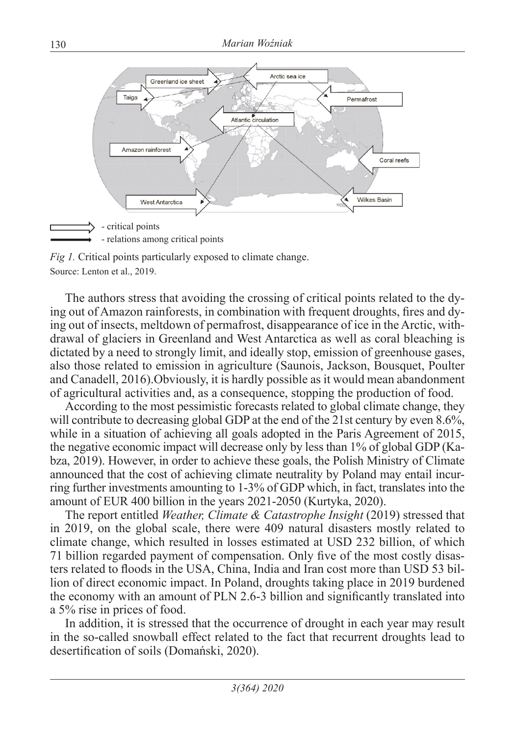- critical points

- relations among critical points

*Fig 1.* Critical points particularly exposed to climate change.
Source: Lenton et al., 2019.

The authors stress that avoiding the crossing of critical points related to the dying out of Amazon rainforests, in combination with frequent droughts, fires and dying out of insects, meltdown of permafrost, disappearance of ice in the Arctic, withdrawal of glaciers in Greenland and West Antarctica as well as coral bleaching is dictated by a need to strongly limit, and ideally stop, emission of greenhouse gases, also those related to emission in agriculture (Saunois, Jackson, Bousquet, Poulter and Canadell, 2016).Obviously, it is hardly possible as it would mean abandonment of agricultural activities and, as a consequence, stopping the production of food.

According to the most pessimistic forecasts related to global climate change, they will contribute to decreasing global GDP at the end of the 21st century by even 8.6%, while in a situation of achieving all goals adopted in the Paris Agreement of 2015, the negative economic impact will decrease only by less than 1% of global GDP (Kabza, 2019). However, in order to achieve these goals, the Polish Ministry of Climate announced that the cost of achieving climate neutrality by Poland may entail incurring further investments amounting to 1-3% of GDP which, in fact, translates into the amount of EUR 400 billion in the years 2021-2050 (Kurtyka, 2020).

The report entitled *Weather, Climate & Catastrophe Insight* (2019) stressed that in 2019, on the global scale, there were 409 natural disasters mostly related to climate change, which resulted in losses estimated at USD 232 billion, of which 71 billion regarded payment of compensation. Only five of the most costly disasters related to floods in the USA, China, India and Iran cost more than USD 53 billion of direct economic impact. In Poland, droughts taking place in 2019 burdened the economy with an amount of PLN 2.6-3 billion and significantly translated into a 5% rise in prices of food.

In addition, it is stressed that the occurrence of drought in each year may result in the so-called snowball effect related to the fact that recurrent droughts lead to desertification of soils (Domański, 2020).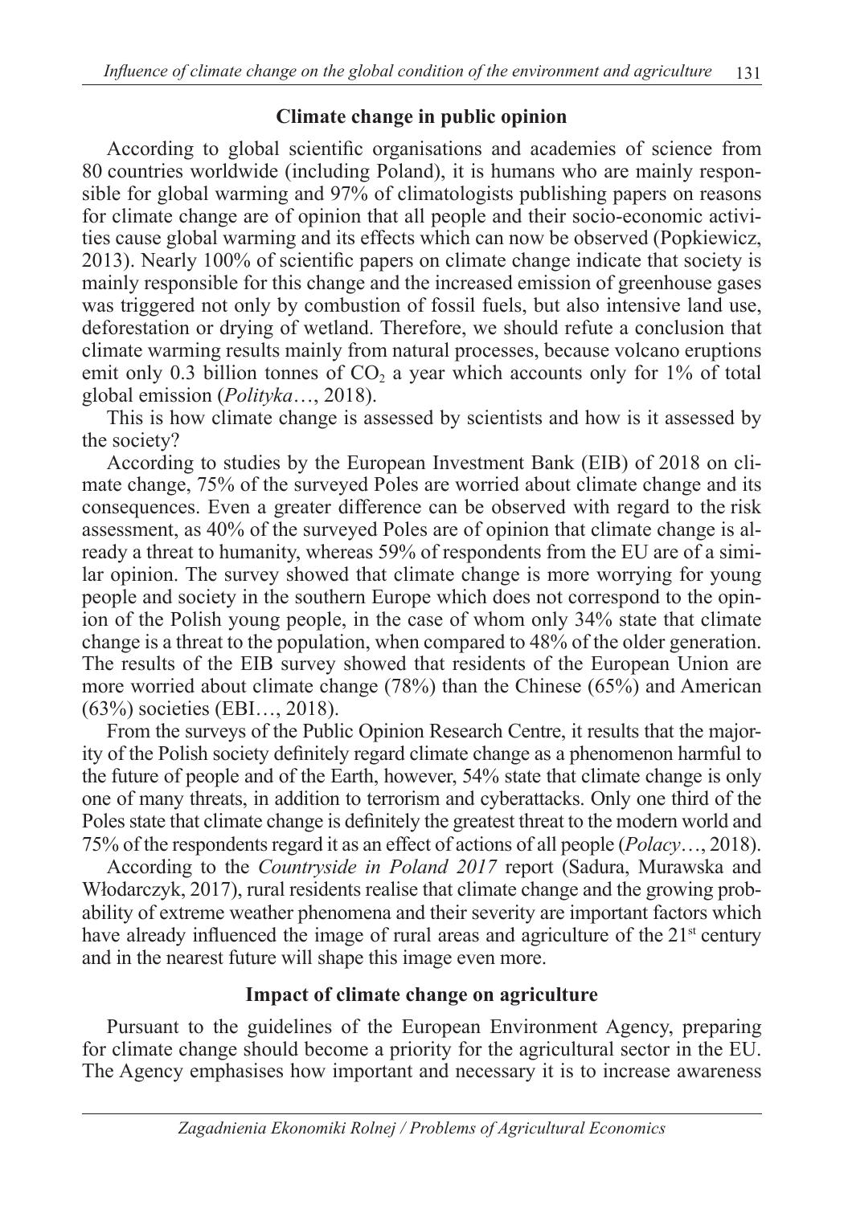## Climate change in public opinion

According to global scientific organisations and academies of science from 80 countries worldwide (including Poland), it is humans who are mainly responsible for global warming and 97% of climatologists publishing papers on reasons for climate change are of opinion that all people and their socio-economic activities cause global warming and its effects which can now be observed (Popkiewicz, 2013). Nearly 100% of scientific papers on climate change indicate that society is mainly responsible for this change and the increased emission of greenhouse gases was triggered not only by combustion of fossil fuels, but also intensive land use, deforestation or drying of wetland. Therefore, we should refute a conclusion that climate warming results mainly from natural processes, because volcano eruptions emit only 0.3 billion tonnes of $CO_2$ a year which accounts only for 1% of total global emission (*Polityka*…, 2018).

This is how climate change is assessed by scientists and how is it assessed by the society?

According to studies by the European Investment Bank (EIB) of 2018 on climate change, 75% of the surveyed Poles are worried about climate change and its consequences. Even a greater difference can be observed with regard to the risk assessment, as 40% of the surveyed Poles are of opinion that climate change is already a threat to humanity, whereas 59% of respondents from the EU are of a similar opinion. The survey showed that climate change is more worrying for young people and society in the southern Europe which does not correspond to the opinion of the Polish young people, in the case of whom only 34% state that climate change is a threat to the population, when compared to 48% of the older generation. The results of the EIB survey showed that residents of the European Union are more worried about climate change (78%) than the Chinese (65%) and American (63%) societies (EBI…, 2018).

From the surveys of the Public Opinion Research Centre, it results that the majority of the Polish society definitely regard climate change as a phenomenon harmful to the future of people and of the Earth, however, 54% state that climate change is only one of many threats, in addition to terrorism and cyberattacks. Only one third of the Poles state that climate change is definitely the greatest threat to the modern world and 75% of the respondents regard it as an effect of actions of all people (*Polacy*…, 2018).

According to the *Countryside in Poland 2017* report (Sadura, Murawska and Włodarczyk, 2017), rural residents realise that climate change and the growing probability of extreme weather phenomena and their severity are important factors which have already influenced the image of rural areas and agriculture of the 21st century and in the nearest future will shape this image even more.

## Impact of climate change on agriculture

Pursuant to the guidelines of the European Environment Agency, preparing for climate change should become a priority for the agricultural sector in the EU. The Agency emphasises how important and necessary it is to increase awareness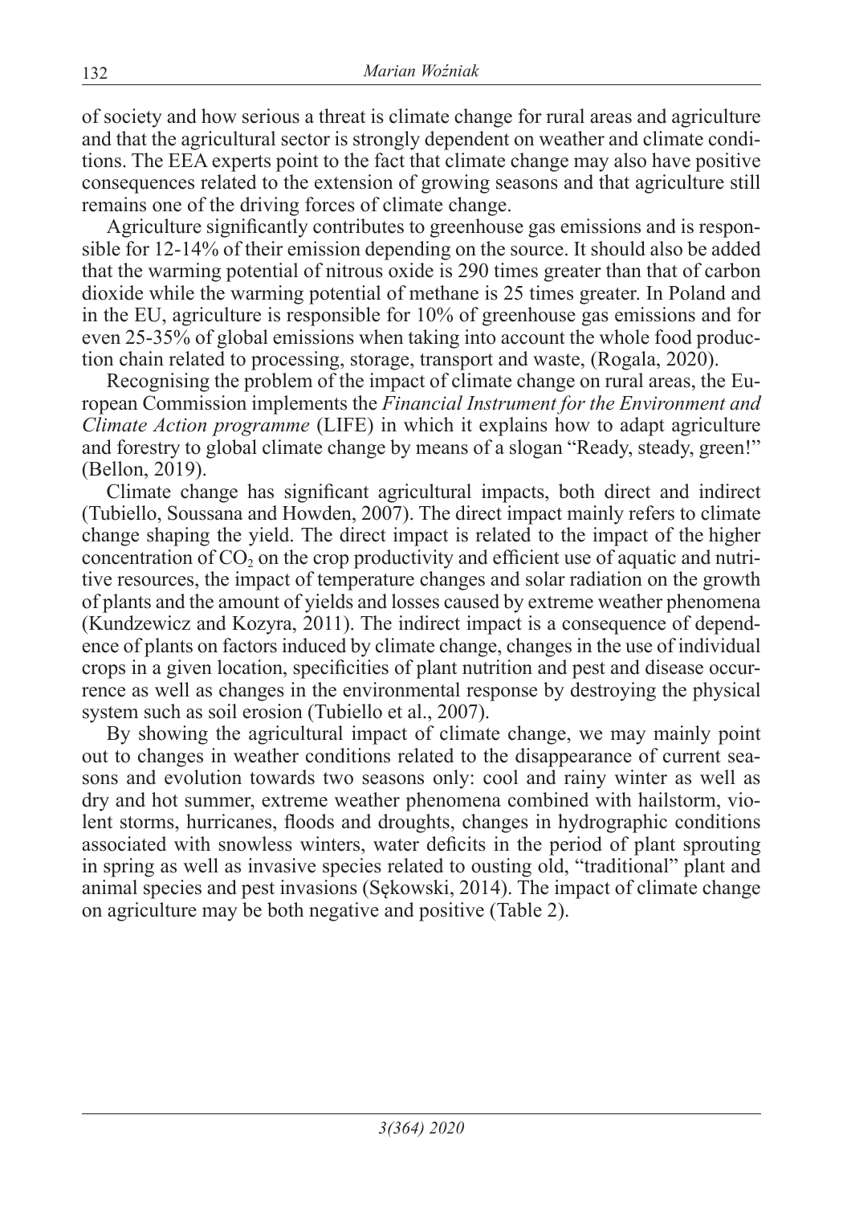of society and how serious a threat is climate change for rural areas and agriculture and that the agricultural sector is strongly dependent on weather and climate conditions. The EEA experts point to the fact that climate change may also have positive consequences related to the extension of growing seasons and that agriculture still remains one of the driving forces of climate change.

Agriculture significantly contributes to greenhouse gas emissions and is responsible for 12-14% of their emission depending on the source. It should also be added that the warming potential of nitrous oxide is 290 times greater than that of carbon dioxide while the warming potential of methane is 25 times greater. In Poland and in the EU, agriculture is responsible for 10% of greenhouse gas emissions and for even 25-35% of global emissions when taking into account the whole food production chain related to processing, storage, transport and waste, (Rogala, 2020).

Recognising the problem of the impact of climate change on rural areas, the European Commission implements the *Financial Instrument for the Environment and Climate Action programme* (LIFE) in which it explains how to adapt agriculture and forestry to global climate change by means of a slogan "Ready, steady, green!" (Bellon, 2019).

Climate change has significant agricultural impacts, both direct and indirect (Tubiello, Soussana and Howden, 2007). The direct impact mainly refers to climate change shaping the yield. The direct impact is related to the impact of the higher concentration of $CO_2$ on the crop productivity and efficient use of aquatic and nutritive resources, the impact of temperature changes and solar radiation on the growth of plants and the amount of yields and losses caused by extreme weather phenomena (Kundzewicz and Kozyra, 2011). The indirect impact is a consequence of dependence of plants on factors induced by climate change, changes in the use of individual crops in a given location, specificities of plant nutrition and pest and disease occurrence as well as changes in the environmental response by destroying the physical system such as soil erosion (Tubiello et al., 2007).

By showing the agricultural impact of climate change, we may mainly point out to changes in weather conditions related to the disappearance of current seasons and evolution towards two seasons only: cool and rainy winter as well as dry and hot summer, extreme weather phenomena combined with hailstorm, violent storms, hurricanes, floods and droughts, changes in hydrographic conditions associated with snowless winters, water deficits in the period of plant sprouting in spring as well as invasive species related to ousting old, "traditional" plant and animal species and pest invasions (Sękowski, 2014). The impact of climate change on agriculture may be both negative and positive (Table 2).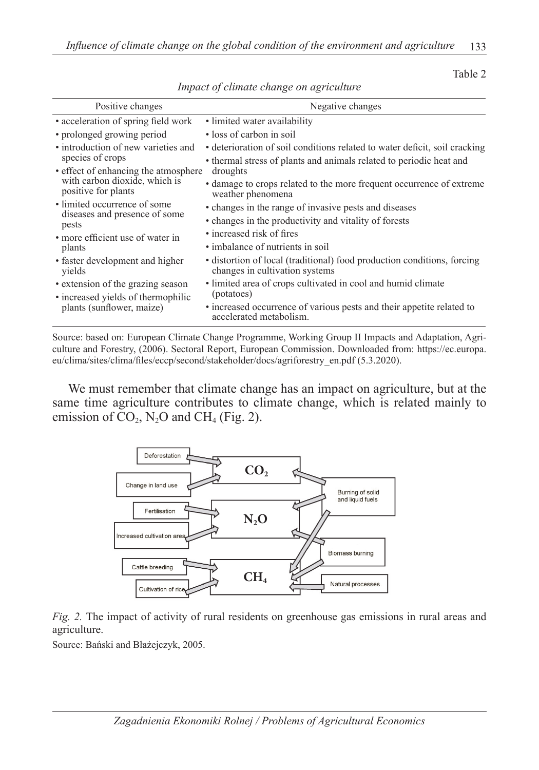Table 2

*Impact of climate change on agriculture*

| Positive changes | Negative changes |
|---|---|
| • acceleration of spring field work<br>• prolonged growing period<br>• introduction of new varieties and species of crops<br>• effect of enhancing the atmosphere with carbon dioxide, which is positive for plants<br>• limited occurrence of some diseases and presence of some pests<br>• more efficient use of water in plants<br>• faster development and higher yields<br>• extension of the grazing season<br>• increased yields of thermophilic plants (sunflower, maize) | • limited water availability<br>• loss of carbon in soil<br>• deterioration of soil conditions related to water deficit, soil cracking<br>• thermal stress of plants and animals related to periodic heat and droughts<br>• damage to crops related to the more frequent occurrence of extreme weather phenomena<br>• changes in the range of invasive pests and diseases<br>• changes in the productivity and vitality of forests<br>• increased risk of fires<br>• imbalance of nutrients in soil<br>• distortion of local (traditional) food production conditions, forcing changes in cultivation systems<br>• limited area of crops cultivated in cool and humid climate (potatoes)<br>• increased occurrence of various pests and their appetite related to accelerated metabolism. |

Source: based on: European Climate Change Programme, Working Group II Impacts and Adaptation, Agriculture and Forestry, (2006). Sectoral Report, European Commission. Downloaded from: https://ec.europa.eu/clima/sites/clima/files/eccp/second/stakeholder/docs/agriforestry_en.pdf (5.3.2020).

We must remember that climate change has an impact on agriculture, but at the same time agriculture contributes to climate change, which is related mainly to emission of $CO_2$, $N_2O$ and $CH_4$ (Fig. 2).

*Fig. 2.* The impact of activity of rural residents on greenhouse gas emissions in rural areas and agriculture.

Source: Bański and Błażejczyk, 2005.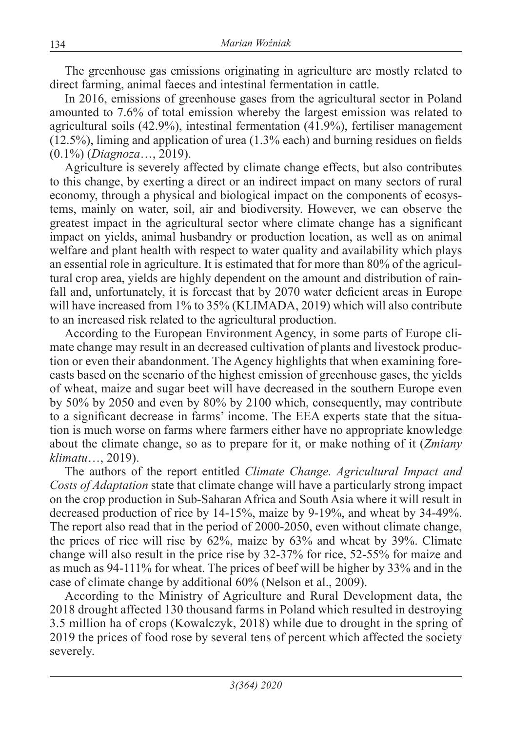The greenhouse gas emissions originating in agriculture are mostly related to direct farming, animal faeces and intestinal fermentation in cattle.

In 2016, emissions of greenhouse gases from the agricultural sector in Poland amounted to 7.6% of total emission whereby the largest emission was related to agricultural soils (42.9%), intestinal fermentation (41.9%), fertiliser management (12.5%), liming and application of urea (1.3% each) and burning residues on fields (0.1%) (*Diagnoza*…, 2019).

Agriculture is severely affected by climate change effects, but also contributes to this change, by exerting a direct or an indirect impact on many sectors of rural economy, through a physical and biological impact on the components of ecosystems, mainly on water, soil, air and biodiversity. However, we can observe the greatest impact in the agricultural sector where climate change has a significant impact on yields, animal husbandry or production location, as well as on animal welfare and plant health with respect to water quality and availability which plays an essential role in agriculture. It is estimated that for more than 80% of the agricultural crop area, yields are highly dependent on the amount and distribution of rainfall and, unfortunately, it is forecast that by 2070 water deficient areas in Europe will have increased from 1% to 35% (KLIMADA, 2019) which will also contribute to an increased risk related to the agricultural production.

According to the European Environment Agency, in some parts of Europe climate change may result in an decreased cultivation of plants and livestock production or even their abandonment. The Agency highlights that when examining forecasts based on the scenario of the highest emission of greenhouse gases, the yields of wheat, maize and sugar beet will have decreased in the southern Europe even by 50% by 2050 and even by 80% by 2100 which, consequently, may contribute to a significant decrease in farms' income. The EEA experts state that the situation is much worse on farms where farmers either have no appropriate knowledge about the climate change, so as to prepare for it, or make nothing of it (*Zmiany klimatu*…, 2019).

The authors of the report entitled *Climate Change. Agricultural Impact and Costs of Adaptation* state that climate change will have a particularly strong impact on the crop production in Sub-Saharan Africa and South Asia where it will result in decreased production of rice by 14-15%, maize by 9-19%, and wheat by 34-49%. The report also read that in the period of 2000-2050, even without climate change, the prices of rice will rise by 62%, maize by 63% and wheat by 39%. Climate change will also result in the price rise by 32-37% for rice, 52-55% for maize and as much as 94-111% for wheat. The prices of beef will be higher by 33% and in the case of climate change by additional 60% (Nelson et al., 2009).

According to the Ministry of Agriculture and Rural Development data, the 2018 drought affected 130 thousand farms in Poland which resulted in destroying 3.5 million ha of crops (Kowalczyk, 2018) while due to drought in the spring of 2019 the prices of food rose by several tens of percent which affected the society severely.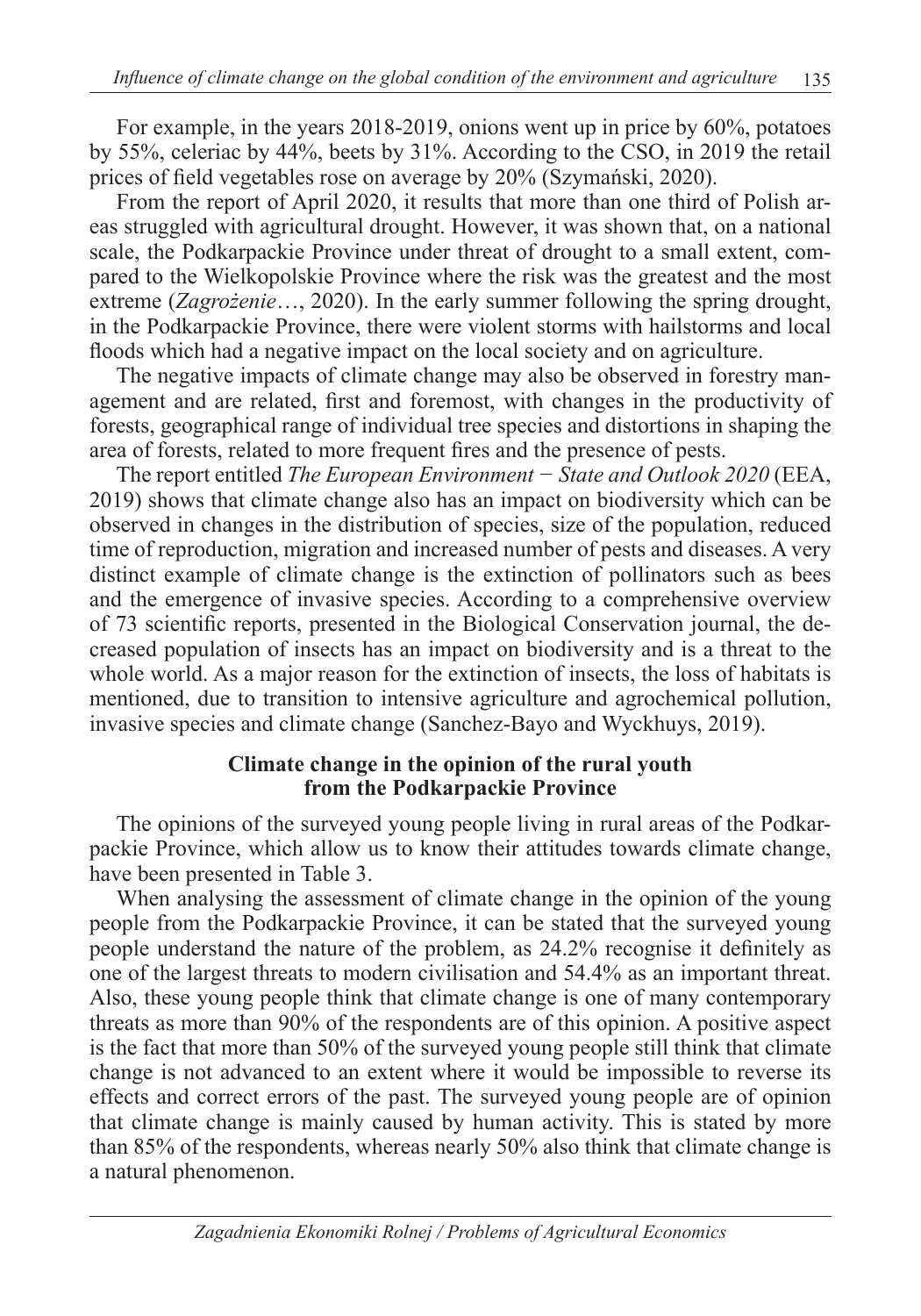For example, in the years 2018-2019, onions went up in price by 60%, potatoes by 55%, celeriac by 44%, beets by 31%. According to the CSO, in 2019 the retail prices of field vegetables rose on average by 20% (Szymański, 2020).

From the report of April 2020, it results that more than one third of Polish areas struggled with agricultural drought. However, it was shown that, on a national scale, the Podkarpackie Province under threat of drought to a small extent, compared to the Wielkopolskie Province where the risk was the greatest and the most extreme (*Zagrożenie*…, 2020). In the early summer following the spring drought, in the Podkarpackie Province, there were violent storms with hailstorms and local floods which had a negative impact on the local society and on agriculture.

The negative impacts of climate change may also be observed in forestry management and are related, first and foremost, with changes in the productivity of forests, geographical range of individual tree species and distortions in shaping the area of forests, related to more frequent fires and the presence of pests.

The report entitled *The European Environment − State and Outlook 2020* (EEA, 2019) shows that climate change also has an impact on biodiversity which can be observed in changes in the distribution of species, size of the population, reduced time of reproduction, migration and increased number of pests and diseases. A very distinct example of climate change is the extinction of pollinators such as bees and the emergence of invasive species. According to a comprehensive overview of 73 scientific reports, presented in the Biological Conservation journal, the decreased population of insects has an impact on biodiversity and is a threat to the whole world. As a major reason for the extinction of insects, the loss of habitats is mentioned, due to transition to intensive agriculture and agrochemical pollution, invasive species and climate change (Sanchez-Bayo and Wyckhuys, 2019).

## Climate change in the opinion of the rural youth from the Podkarpackie Province

The opinions of the surveyed young people living in rural areas of the Podkarpackie Province, which allow us to know their attitudes towards climate change, have been presented in Table 3.

When analysing the assessment of climate change in the opinion of the young people from the Podkarpackie Province, it can be stated that the surveyed young people understand the nature of the problem, as 24.2% recognise it definitely as one of the largest threats to modern civilisation and 54.4% as an important threat. Also, these young people think that climate change is one of many contemporary threats as more than 90% of the respondents are of this opinion. A positive aspect is the fact that more than 50% of the surveyed young people still think that climate change is not advanced to an extent where it would be impossible to reverse its effects and correct errors of the past. The surveyed young people are of opinion that climate change is mainly caused by human activity. This is stated by more than 85% of the respondents, whereas nearly 50% also think that climate change is a natural phenomenon.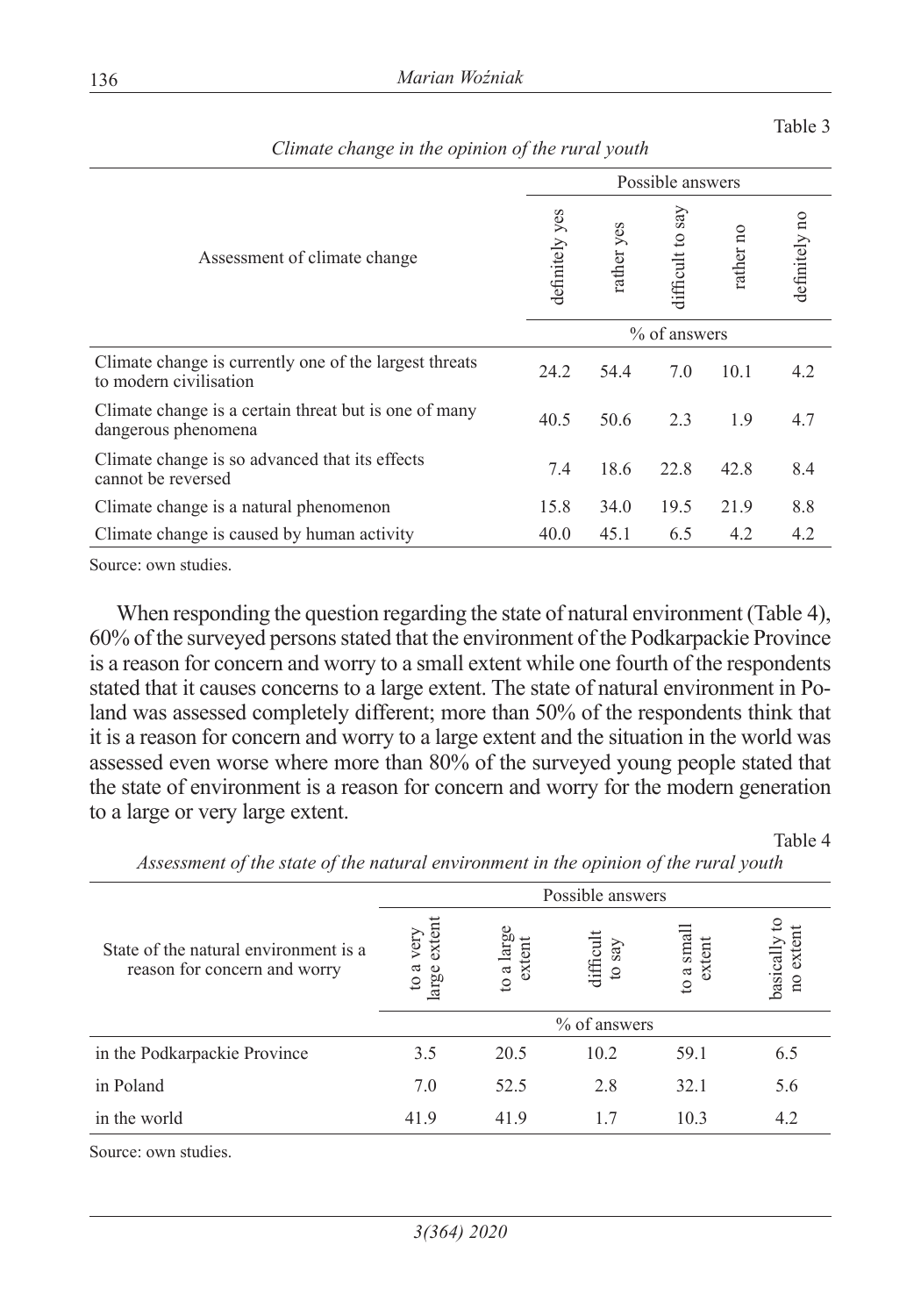Table 3

*Climate change in the opinion of the rural youth*

| Assessment of climate change | Possible answers | | | | |
|---|---|---|---|---|---|
| | definitely yes | rather yes | difficult to say | rather no | definitely no |
| | % of answers | | | | |
| Climate change is currently one of the largest threats to modern civilisation | 24.2 | 54.4 | 7.0 | 10.1 | 4.2 |
| Climate change is a certain threat but is one of many dangerous phenomena | 40.5 | 50.6 | 2.3 | 1.9 | 4.7 |
| Climate change is so advanced that its effects cannot be reversed | 7.4 | 18.6 | 22.8 | 42.8 | 8.4 |
| Climate change is a natural phenomenon | 15.8 | 34.0 | 19.5 | 21.9 | 8.8 |
| Climate change is caused by human activity | 40.0 | 45.1 | 6.5 | 4.2 | 4.2 |

Source: own studies.

When responding the question regarding the state of natural environment (Table 4), 60% of the surveyed persons stated that the environment of the Podkarpackie Province is a reason for concern and worry to a small extent while one fourth of the respondents stated that it causes concerns to a large extent. The state of natural environment in Poland was assessed completely different; more than 50% of the respondents think that it is a reason for concern and worry to a large extent and the situation in the world was assessed even worse where more than 80% of the surveyed young people stated that the state of environment is a reason for concern and worry for the modern generation to a large or very large extent.

Table 4

*Assessment of the state of the natural environment in the opinion of the rural youth*

| State of the natural environment is a reason for concern and worry | Possible answers | | | | |
|---|---|---|---|---|---|
| | to a very large extent | to a large extent | difficult to say | to a small extent | basically to no extent |
| | % of answers | | | | |
| in the Podkarpackie Province | 3.5 | 20.5 | 10.2 | 59.1 | 6.5 |
| in Poland | 7.0 | 52.5 | 2.8 | 32.1 | 5.6 |
| in the world | 41.9 | 41.9 | 1.7 | 10.3 | 4.2 |

Source: own studies.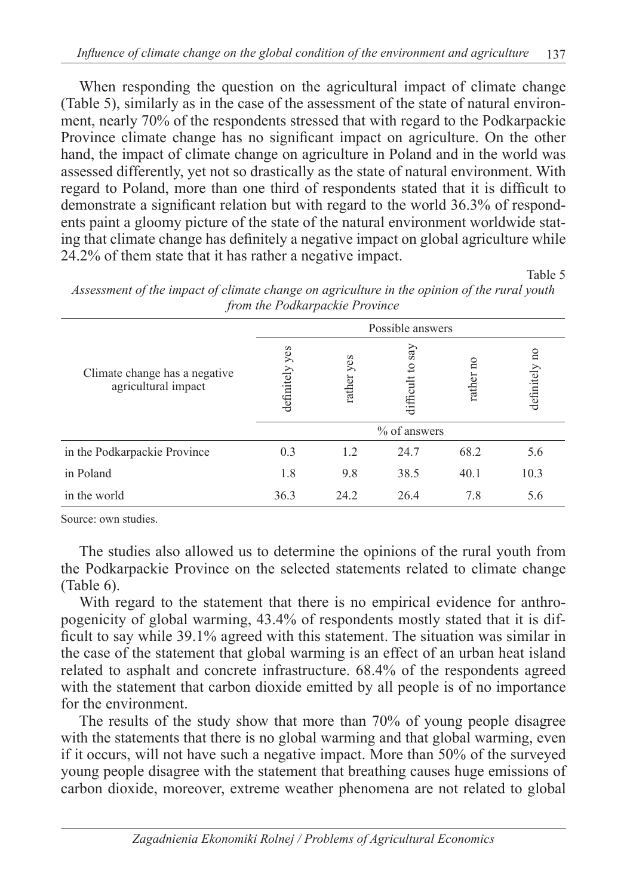When responding the question on the agricultural impact of climate change (Table 5), similarly as in the case of the assessment of the state of natural environment, nearly 70% of the respondents stressed that with regard to the Podkarpackie Province climate change has no significant impact on agriculture. On the other hand, the impact of climate change on agriculture in Poland and in the world was assessed differently, yet not so drastically as the state of natural environment. With regard to Poland, more than one third of respondents stated that it is difficult to demonstrate a significant relation but with regard to the world 36.3% of respondents paint a gloomy picture of the state of the natural environment worldwide stating that climate change has definitely a negative impact on global agriculture while 24.2% of them state that it has rather a negative impact.

Table 5

*Assessment of the impact of climate change on agriculture in the opinion of the rural youth from the Podkarpackie Province*

| Climate change has a negative agricultural impact | Possible answers | | | | |
|---|---|---|---|---|---|
| | definitely yes | rather yes | difficult to say | rather no | definitely no |
| | % of answers | | | | |
| in the Podkarpackie Province | 0.3 | 1.2 | 24.7 | 68.2 | 5.6 |
| in Poland | 1.8 | 9.8 | 38.5 | 40.1 | 10.3 |
| in the world | 36.3 | 24.2 | 26.4 | 7.8 | 5.6 |

Source: own studies.

The studies also allowed us to determine the opinions of the rural youth from the Podkarpackie Province on the selected statements related to climate change (Table 6).

With regard to the statement that there is no empirical evidence for anthropogenicity of global warming, 43.4% of respondents mostly stated that it is difficult to say while 39.1% agreed with this statement. The situation was similar in the case of the statement that global warming is an effect of an urban heat island related to asphalt and concrete infrastructure. 68.4% of the respondents agreed with the statement that carbon dioxide emitted by all people is of no importance for the environment.

The results of the study show that more than 70% of young people disagree with the statements that there is no global warming and that global warming, even if it occurs, will not have such a negative impact. More than 50% of the surveyed young people disagree with the statement that breathing causes huge emissions of carbon dioxide, moreover, extreme weather phenomena are not related to global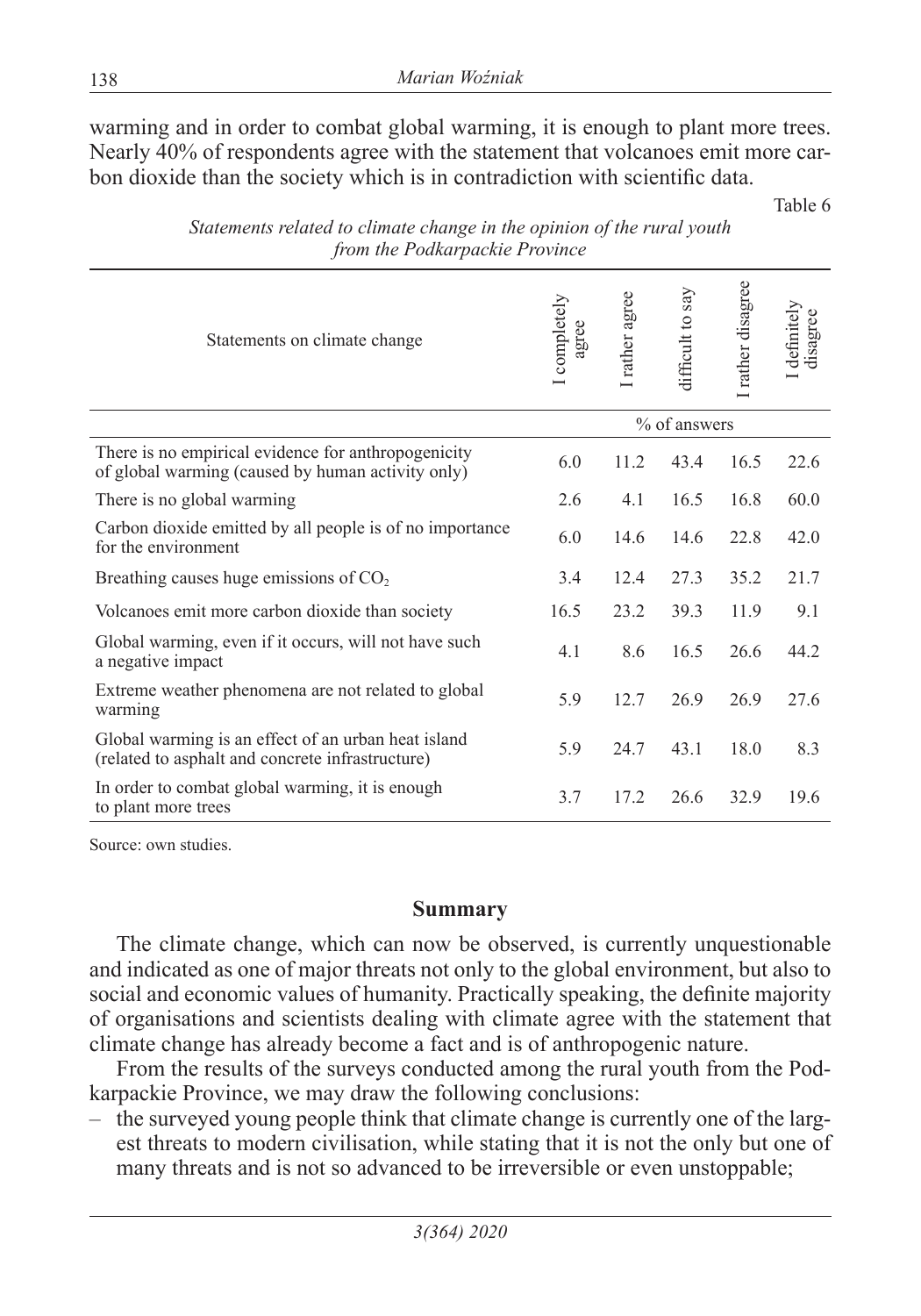warming and in order to combat global warming, it is enough to plant more trees. Nearly 40% of respondents agree with the statement that volcanoes emit more carbon dioxide than the society which is in contradiction with scientific data.

Table 6

*Statements related to climate change in the opinion of the rural youth from the Podkarpackie Province*

| Statements on climate change | I completely agree | I rather agree | difficult to say | I rather disagree | I definitely disagree |
|---|---|---|---|---|---|
| | % of answers | | | | |
| There is no empirical evidence for anthropogenicity of global warming (caused by human activity only) | 6.0 | 11.2 | 43.4 | 16.5 | 22.6 |
| There is no global warming | 2.6 | 4.1 | 16.5 | 16.8 | 60.0 |
| Carbon dioxide emitted by all people is of no importance for the environment | 6.0 | 14.6 | 14.6 | 22.8 | 42.0 |
| Breathing causes huge emissions of $CO_2$ | 3.4 | 12.4 | 27.3 | 35.2 | 21.7 |
| Volcanoes emit more carbon dioxide than society | 16.5 | 23.2 | 39.3 | 11.9 | 9.1 |
| Global warming, even if it occurs, will not have such a negative impact | 4.1 | 8.6 | 16.5 | 26.6 | 44.2 |
| Extreme weather phenomena are not related to global warming | 5.9 | 12.7 | 26.9 | 26.9 | 27.6 |
| Global warming is an effect of an urban heat island (related to asphalt and concrete infrastructure) | 5.9 | 24.7 | 43.1 | 18.0 | 8.3 |
| In order to combat global warming, it is enough to plant more trees | 3.7 | 17.2 | 26.6 | 32.9 | 19.6 |

Source: own studies.

## Summary

The climate change, which can now be observed, is currently unquestionable and indicated as one of major threats not only to the global environment, but also to social and economic values of humanity. Practically speaking, the definite majority of organisations and scientists dealing with climate agree with the statement that climate change has already become a fact and is of anthropogenic nature.

From the results of the surveys conducted among the rural youth from the Podkarpackie Province, we may draw the following conclusions:

- the surveyed young people think that climate change is currently one of the largest threats to modern civilisation, while stating that it is not the only but one of many threats and is not so advanced to be irreversible or even unstoppable;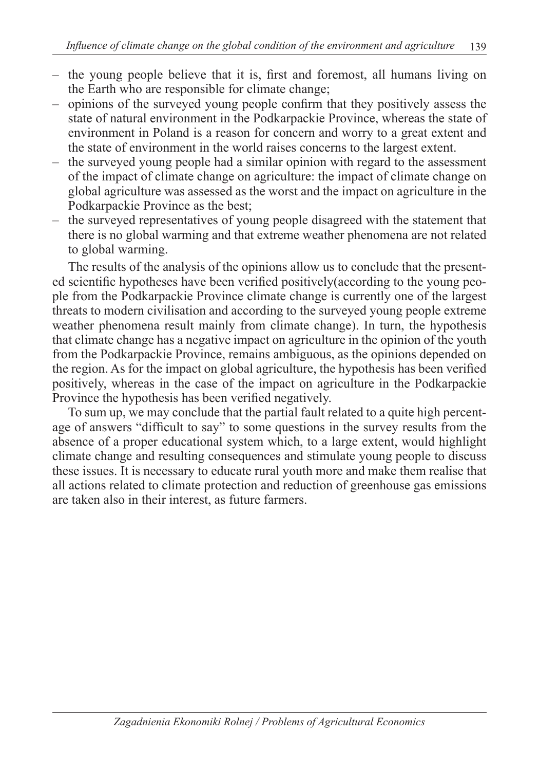- the young people believe that it is, first and foremost, all humans living on the Earth who are responsible for climate change;
- opinions of the surveyed young people confirm that they positively assess the state of natural environment in the Podkarpackie Province, whereas the state of environment in Poland is a reason for concern and worry to a great extent and the state of environment in the world raises concerns to the largest extent.
- the surveyed young people had a similar opinion with regard to the assessment of the impact of climate change on agriculture: the impact of climate change on global agriculture was assessed as the worst and the impact on agriculture in the Podkarpackie Province as the best;
- the surveyed representatives of young people disagreed with the statement that there is no global warming and that extreme weather phenomena are not related to global warming.

The results of the analysis of the opinions allow us to conclude that the presented scientific hypotheses have been verified positively(according to the young people from the Podkarpackie Province climate change is currently one of the largest threats to modern civilisation and according to the surveyed young people extreme weather phenomena result mainly from climate change). In turn, the hypothesis that climate change has a negative impact on agriculture in the opinion of the youth from the Podkarpackie Province, remains ambiguous, as the opinions depended on the region. As for the impact on global agriculture, the hypothesis has been verified positively, whereas in the case of the impact on agriculture in the Podkarpackie Province the hypothesis has been verified negatively.

To sum up, we may conclude that the partial fault related to a quite high percentage of answers "difficult to say" to some questions in the survey results from the absence of a proper educational system which, to a large extent, would highlight climate change and resulting consequences and stimulate young people to discuss these issues. It is necessary to educate rural youth more and make them realise that all actions related to climate protection and reduction of greenhouse gas emissions are taken also in their interest, as future farmers.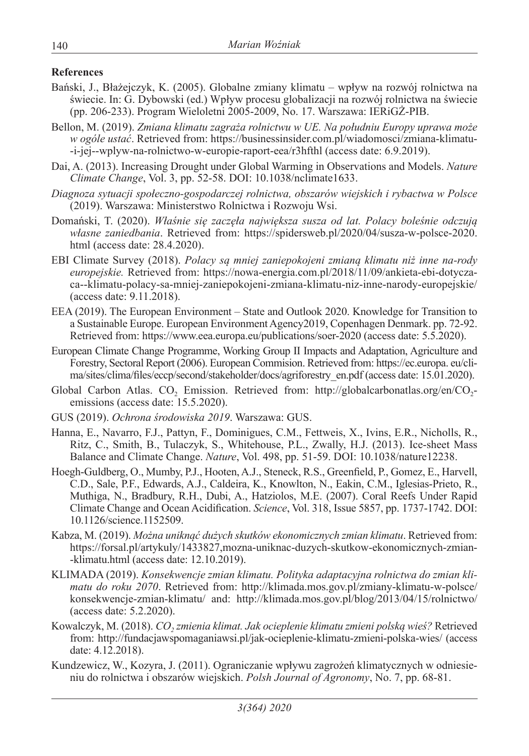**References**

Bański, J., Błażejczyk, K. (2005). Globalne zmiany klimatu – wpływ na rozwój rolnictwa na świecie. In: G. Dybowski (ed.) Wpływ procesu globalizacji na rozwój rolnictwa na świecie (pp. 206-233). Program Wieloletni 2005-2009, No. 17. Warszawa: IERiGŻ-PIB.

Bellon, M. (2019). *Zmiana klimatu zagraża rolnictwu w UE. Na południu Europy uprawa może w ogóle ustać*. Retrieved from: https://businessinsider.com.pl/wiadomosci/zmiana-klimatu--i-jej--wplyw-na-rolnictwo-w-europie-raport-eea/r3hfthl (access date: 6.9.2019).

Dai, A. (2013). Increasing Drought under Global Warming in Observations and Models. *Nature Climate Change*, Vol. 3, pp. 52-58. DOI: 10.1038/nclimate1633.

*Diagnoza sytuacji społeczno-gospodarczej rolnictwa, obszarów wiejskich i rybactwa w Polsce* (2019). Warszawa: Ministerstwo Rolnictwa i Rozwoju Wsi.

Domański, T. (2020). *Właśnie się zaczęła największa susza od lat. Polacy boleśnie odczują własne zaniedbania*. Retrieved from: https://spidersweb.pl/2020/04/susza-w-polsce-2020.html (access date: 28.4.2020).

EBI Climate Survey (2018). *Polacy są mniej zaniepokojeni zmianą klimatu niż inne na-rody europejskie.* Retrieved from: https://nowa-energia.com.pl/2018/11/09/ankieta-ebi-dotyczaca--klimatu-polacy-sa-mniej-zaniepokojeni-zmiana-klimatu-niz-inne-narody-europejskie/ (access date: 9.11.2018).

EEA (2019). The European Environment – State and Outlook 2020. Knowledge for Transition to a Sustainable Europe. European Environment Agency2019, Copenhagen Denmark. pp. 72-92. Retrieved from: https://www.eea.europa.eu/publications/soer-2020 (access date: 5.5.2020).

European Climate Change Programme, Working Group II Impacts and Adaptation, Agriculture and Forestry, Sectoral Report (2006). European Commision. Retrieved from: https://ec.europa.eu/clima/sites/clima/files/eccp/second/stakeholder/docs/agriforestry_en.pdf (access date: 15.01.2020).

Global Carbon Atlas. $CO_2$ Emission. Retrieved from: http://globalcarbonatlas.org/en/$CO_2$-emissions (access date: 15.5.2020).

GUS (2019). *Ochrona środowiska 2019*. Warszawa: GUS.

Hanna, E., Navarro, F.J., Pattyn, F., Dominigues, C.M., Fettweis, X., Ivins, E.R., Nicholls, R., Ritz, C., Smith, B., Tulaczyk, S., Whitehouse, P.L., Zwally, H.J. (2013). Ice-sheet Mass Balance and Climate Change. *Nature*, Vol. 498, pp. 51-59. DOI: 10.1038/nature12238.

Hoegh-Guldberg, O., Mumby, P.J., Hooten, A.J., Steneck, R.S., Greenfield, P., Gomez, E., Harvell, C.D., Sale, P.F., Edwards, A.J., Caldeira, K., Knowlton, N., Eakin, C.M., Iglesias-Prieto, R., Muthiga, N., Bradbury, R.H., Dubi, A., Hatziolos, M.E. (2007). Coral Reefs Under Rapid Climate Change and Ocean Acidification. *Science*, Vol. 318, Issue 5857, pp. 1737-1742. DOI: 10.1126/science.1152509.

Kabza, M. (2019). *Można uniknąć dużych skutków ekonomicznych zmian klimatu*. Retrieved from: https://forsal.pl/artykuly/1433827,mozna-uniknac-duzych-skutkow-ekonomicznych-zmian--klimatu.html (access date: 12.10.2019).

KLIMADA (2019). *Konsekwencje zmian klimatu. Polityka adaptacyjna rolnictwa do zmian klimatu do roku 2070*. Retrieved from: http://klimada.mos.gov.pl/zmiany-klimatu-w-polsce/konsekwencje-zmian-klimatu/ and: http://klimada.mos.gov.pl/blog/2013/04/15/rolnictwo/ (access date: 5.2.2020).

Kowalczyk, M. (2018). *$CO_2$ zmienia klimat. Jak ocieplenie klimatu zmieni polską wieś?* Retrieved from: http://fundacjawspomaganiawsi.pl/jak-ocieplenie-klimatu-zmieni-polska-wies/ (access date: 4.12.2018).

Kundzewicz, W., Kozyra, J. (2011). Ograniczanie wpływu zagrożeń klimatycznych w odniesieniu do rolnictwa i obszarów wiejskich. *Polsh Journal of Agronomy*, No. 7, pp. 68-81.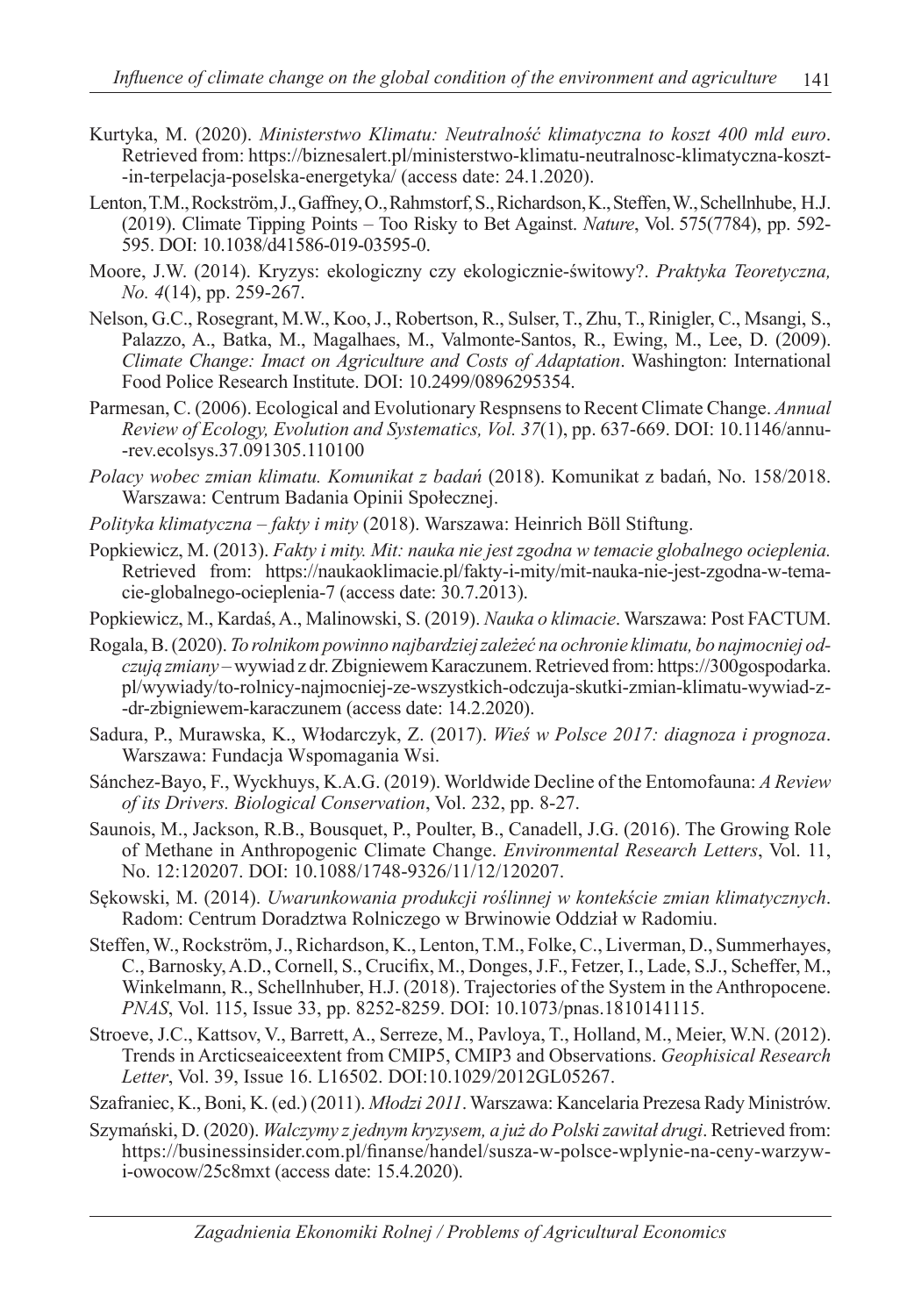Kurtyka, M. (2020). *Ministerstwo Klimatu: Neutralność klimatyczna to koszt 400 mld euro*. Retrieved from: https://biznesalert.pl/ministerstwo-klimatu-neutralnosc-klimatyczna-koszt--in-terpelacja-poselska-energetyka/ (access date: 24.1.2020).

Lenton, T.M., Rockström, J., Gaffney, O., Rahmstorf, S., Richardson, K., Steffen, W., Schellnhube, H.J. (2019). Climate Tipping Points – Too Risky to Bet Against. *Nature*, Vol. 575(7784), pp. 592-595. DOI: 10.1038/d41586-019-03595-0.

Moore, J.W. (2014). Kryzys: ekologiczny czy ekologicznie-świtowy?. *Praktyka Teoretyczna, No. 4*(14), pp. 259-267.

Nelson, G.C., Rosegrant, M.W., Koo, J., Robertson, R., Sulser, T., Zhu, T., Rinigler, C., Msangi, S., Palazzo, A., Batka, M., Magalhaes, M., Valmonte-Santos, R., Ewing, M., Lee, D. (2009). *Climate Change: Imact on Agriculture and Costs of Adaptation*. Washington: International Food Police Research Institute. DOI: 10.2499/0896295354.

Parmesan, C. (2006). Ecological and Evolutionary Respnsens to Recent Climate Change. *Annual Review of Ecology, Evolution and Systematics, Vol. 37*(1), pp. 637-669. DOI: 10.1146/annu--rev.ecolsys.37.091305.110100

*Polacy wobec zmian klimatu. Komunikat z badań* (2018). Komunikat z badań, No. 158/2018. Warszawa: Centrum Badania Opinii Społecznej.

*Polityka klimatyczna – fakty i mity* (2018). Warszawa: Heinrich Böll Stiftung.

Popkiewicz, M. (2013). *Fakty i mity. Mit: nauka nie jest zgodna w temacie globalnego ocieplenia.* Retrieved from: https://naukaoklimacie.pl/fakty-i-mity/mit-nauka-nie-jest-zgodna-w-tema-cie-globalnego-ocieplenia-7 (access date: 30.7.2013).

Popkiewicz, M., Kardaś, A., Malinowski, S. (2019). *Nauka o klimacie*. Warszawa: Post FACTUM.

Rogala, B. (2020). *To rolnikom powinno najbardziej zależeć na ochronie klimatu, bo najmocniej odczują zmiany* – wywiad z dr. Zbigniewem Karaczunem. Retrieved from: https://300gospodarka.pl/wywiady/to-rolnicy-najmocniej-ze-wszystkich-odczuja-skutki-zmian-klimatu-wywiad-z--dr-zbigniewem-karaczunem (access date: 14.2.2020).

Sadura, P., Murawska, K., Włodarczyk, Z. (2017). *Wieś w Polsce 2017: diagnoza i prognoza*. Warszawa: Fundacja Wspomagania Wsi.

Sánchez-Bayo, F., Wyckhuys, K.A.G. (2019). Worldwide Decline of the Entomofauna: *A Review of its Drivers. Biological Conservation*, Vol. 232, pp. 8-27.

Saunois, M., Jackson, R.B., Bousquet, P., Poulter, B., Canadell, J.G. (2016). The Growing Role of Methane in Anthropogenic Climate Change. *Environmental Research Letters*, Vol. 11, No. 12:120207. DOI: 10.1088/1748-9326/11/12/120207.

Sękowski, M. (2014). *Uwarunkowania produkcji roślinnej w kontekście zmian klimatycznych*. Radom: Centrum Doradztwa Rolniczego w Brwinowie Oddział w Radomiu.

Steffen, W., Rockström, J., Richardson, K., Lenton, T.M., Folke, C., Liverman, D., Summerhayes, C., Barnosky, A.D., Cornell, S., Crucifix, M., Donges, J.F., Fetzer, I., Lade, S.J., Scheffer, M., Winkelmann, R., Schellnhuber, H.J. (2018). Trajectories of the System in the Anthropocene. *PNAS*, Vol. 115, Issue 33, pp. 8252-8259. DOI: 10.1073/pnas.1810141115.

Stroeve, J.C., Kattsov, V., Barrett, A., Serreze, M., Pavloya, T., Holland, M., Meier, W.N. (2012). Trends in Arcticseaiceextent from CMIP5, CMIP3 and Observations. *Geophisical Research Letter*, Vol. 39, Issue 16. L16502. DOI:10.1029/2012GL05267.

Szafraniec, K., Boni, K. (ed.) (2011). *Młodzi 2011*. Warszawa: Kancelaria Prezesa Rady Ministrów.

Szymański, D. (2020). *Walczymy z jednym kryzysem, a już do Polski zawitał drugi*. Retrieved from: https://businessinsider.com.pl/finanse/handel/susza-w-polsce-wplynie-na-ceny-warzyw-i-owocow/25c8mxt (access date: 15.4.2020).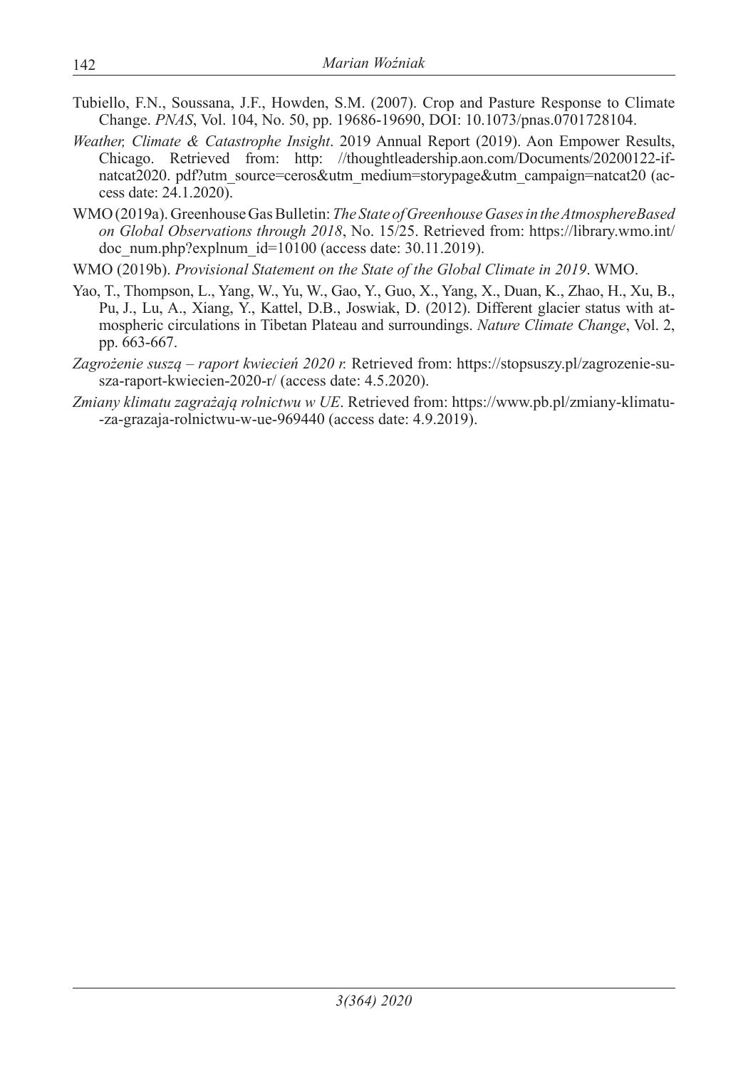Tubiello, F.N., Soussana, J.F., Howden, S.M. (2007). Crop and Pasture Response to Climate Change. *PNAS*, Vol. 104, No. 50, pp. 19686-19690, DOI: 10.1073/pnas.0701728104.

*Weather, Climate & Catastrophe Insight*. 2019 Annual Report (2019). Aon Empower Results, Chicago. Retrieved from: http: //thoughtleadership.aon.com/Documents/20200122-if-natcat2020. pdf?utm_source=ceros&utm_medium=storypage&utm_campaign=natcat20 (access date: 24.1.2020).

WMO (2019a). Greenhouse Gas Bulletin: *The State of Greenhouse Gases in the AtmosphereBased on Global Observations through 2018*, No. 15/25. Retrieved from: https://library.wmo.int/doc_num.php?explnum_id=10100 (access date: 30.11.2019).

WMO (2019b). *Provisional Statement on the State of the Global Climate in 2019*. WMO.

Yao, T., Thompson, L., Yang, W., Yu, W., Gao, Y., Guo, X., Yang, X., Duan, K., Zhao, H., Xu, B., Pu, J., Lu, A., Xiang, Y., Kattel, D.B., Joswiak, D. (2012). Different glacier status with atmospheric circulations in Tibetan Plateau and surroundings. *Nature Climate Change*, Vol. 2, pp. 663-667.

*Zagrożenie suszą – raport kwiecień 2020 r.* Retrieved from: https://stopsuszy.pl/zagrozenie-susza-raport-kwiecien-2020-r/ (access date: 4.5.2020).

*Zmiany klimatu zagrażają rolnictwu w UE*. Retrieved from: https://www.pb.pl/zmiany-klimatu-za-grazaja-rolnictwu-w-ue-969440 (access date: 4.9.2019).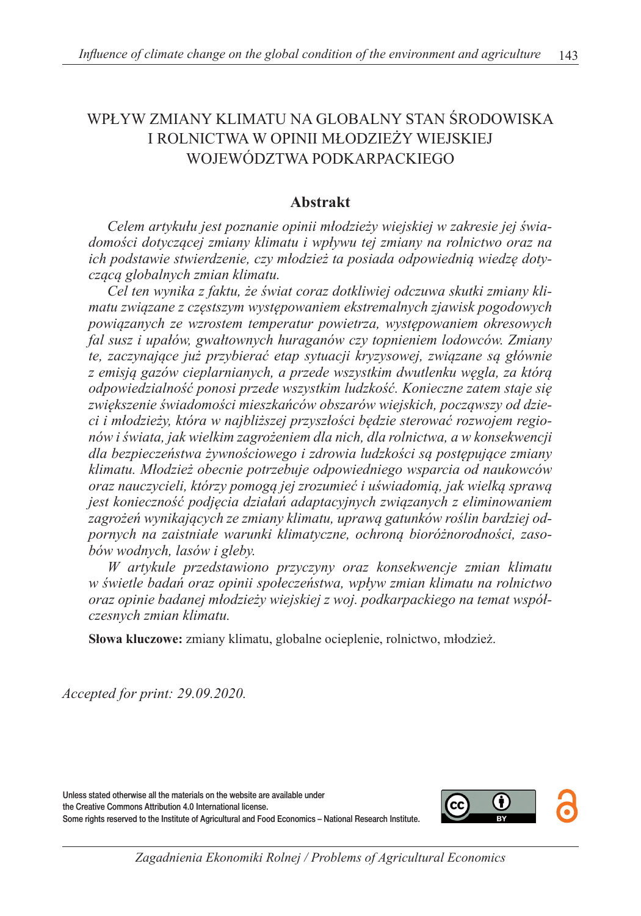# WPŁYW ZMIANY KLIMATU NA GLOBALNY STAN ŚRODOWISKA I ROLNICTWA W OPINII MŁODZIEŻY WIEJSKIEJ WOJEWÓDZTWA PODKARPACKIEGO

## Abstrakt

*Celem artykułu jest poznanie opinii młodzieży wiejskiej w zakresie jej świadomości dotyczącej zmiany klimatu i wpływu tej zmiany na rolnictwo oraz na ich podstawie stwierdzenie, czy młodzież ta posiada odpowiednią wiedzę dotyczącą globalnych zmian klimatu.*

*Cel ten wynika z faktu, że świat coraz dotkliwiej odczuwa skutki zmiany klimatu związane z częstszym występowaniem ekstremalnych zjawisk pogodowych powiązanych ze wzrostem temperatur powietrza, występowaniem okresowych fal susz i upałów, gwałtownych huraganów czy topnieniem lodowców. Zmiany te, zaczynające już przybierać etap sytuacji kryzysowej, związane są głównie z emisją gazów cieplarnianych, a przede wszystkim dwutlenku węgla, za którą odpowiedzialność ponosi przede wszystkim ludzkość. Konieczne zatem staje się zwiększenie świadomości mieszkańców obszarów wiejskich, począwszy od dzieci i młodzieży, która w najbliższej przyszłości będzie sterować rozwojem regionów i świata, jak wielkim zagrożeniem dla nich, dla rolnictwa, a w konsekwencji dla bezpieczeństwa żywnościowego i zdrowia ludzkości są postępujące zmiany klimatu. Młodzież obecnie potrzebuje odpowiedniego wsparcia od naukowców oraz nauczycieli, którzy pomogą jej zrozumieć i uświadomią, jak wielką sprawą jest konieczność podjęcia działań adaptacyjnych związanych z eliminowaniem zagrożeń wynikających ze zmiany klimatu, uprawą gatunków roślin bardziej odpornych na zaistniałe warunki klimatyczne, ochroną bioróżnorodności, zasobów wodnych, lasów i gleby.*

*W artykule przedstawiono przyczyny oraz konsekwencje zmian klimatu w świetle badań oraz opinii społeczeństwa, wpływ zmian klimatu na rolnictwo oraz opinie badanej młodzieży wiejskiej z woj. podkarpackiego na temat współczesnych zmian klimatu.*

**Słowa kluczowe:** zmiany klimatu, globalne ocieplenie, rolnictwo, młodzież.

*Accepted for print: 29.09.2020.*

Unless stated otherwise all the materials on the website are available under the Creative Commons Attribution 4.0 International license.
Some rights reserved to the Institute of Agricultural and Food Economics – National Research Institute.